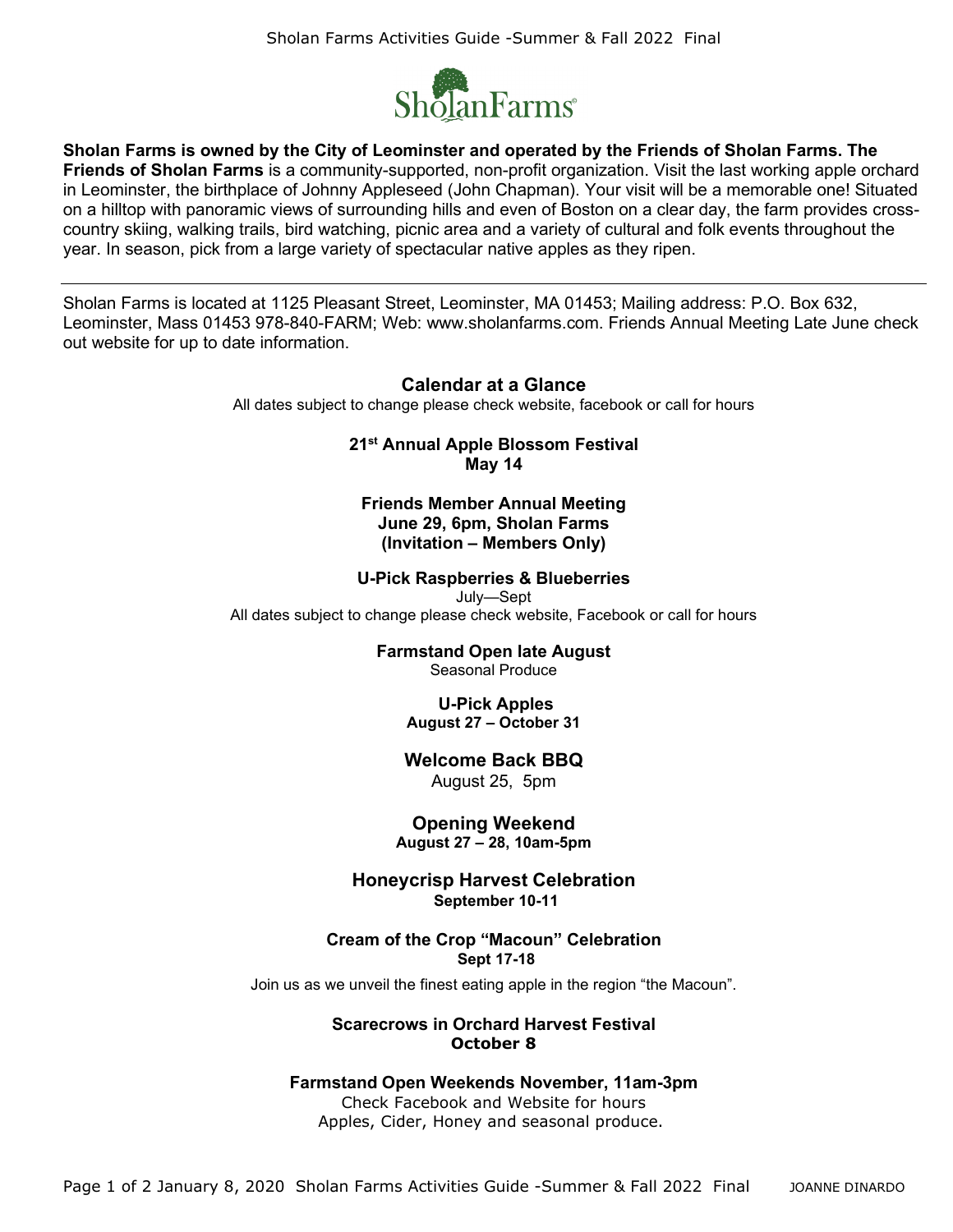**Sholan Farms is owned by the City of Leominster and operated by the Friends of Sholan Farms. The Friends of Sholan Farms** is a community-supported, non-profit organization. Visit the last working apple orchard in Leominster, the birthplace of Johnny Appleseed (John Chapman). Your visit will be a memorable one! Situated on a hilltop with panoramic views of surrounding hills and even of Boston on a clear day, the farm provides cross-country skiing, walking trails, bird watching, picnic area and a variety of cultural and folk events throughout the year. In season, pick from a large variety of spectacular native apples as they ripen.

---

Sholan Farms is located at 1125 Pleasant Street, Leominster, MA 01453; Mailing address: P.O. Box 632, Leominster, Mass 01453 978-840-FARM; Web: www.sholanfarms.com. Friends Annual Meeting Late June check out website for up to date information.

## Calendar at a Glance

All dates subject to change please check website, facebook or call for hours

**21st Annual Apple Blossom Festival**
**May 14**

**Friends Member Annual Meeting**
**June 29, 6pm, Sholan Farms**
**(Invitation – Members Only)**

**U-Pick Raspberries & Blueberries**
July—Sept
All dates subject to change please check website, Facebook or call for hours

**Farmstand Open late August**
Seasonal Produce

**U-Pick Apples**
**August 27 – October 31**

**Welcome Back BBQ**
August 25, 5pm

**Opening Weekend**
**August 27 – 28, 10am-5pm**

**Honeycrisp Harvest Celebration**
**September 10-11**

**Cream of the Crop "Macoun" Celebration**
**Sept 17-18**

Join us as we unveil the finest eating apple in the region "the Macoun".

**Scarecrows in Orchard Harvest Festival**
**October 8**

**Farmstand Open Weekends November, 11am-3pm**
Check Facebook and Website for hours
Apples, Cider, Honey and seasonal produce.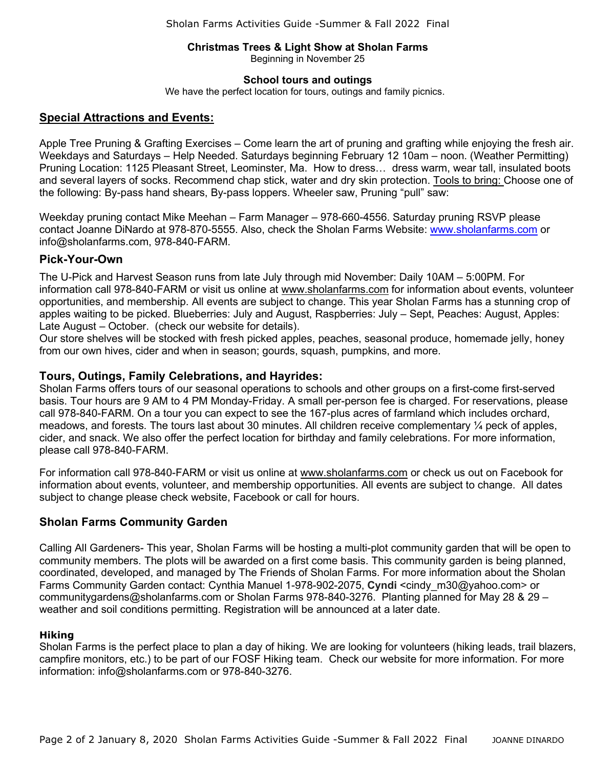**Christmas Trees & Light Show at Sholan Farms**

Beginning in November 25

**School tours and outings**

We have the perfect location for tours, outings and family picnics.

## Special Attractions and Events:

Apple Tree Pruning & Grafting Exercises – Come learn the art of pruning and grafting while enjoying the fresh air. Weekdays and Saturdays – Help Needed. Saturdays beginning February 12 10am – noon. (Weather Permitting) Pruning Location: 1125 Pleasant Street, Leominster, Ma. How to dress… dress warm, wear tall, insulated boots and several layers of socks. Recommend chap stick, water and dry skin protection. Tools to bring: Choose one of the following: By-pass hand shears, By-pass loppers. Wheeler saw, Pruning "pull" saw:

Weekday pruning contact Mike Meehan – Farm Manager – 978-660-4556. Saturday pruning RSVP please contact Joanne DiNardo at 978-870-5555. Also, check the Sholan Farms Website: www.sholanfarms.com or info@sholanfarms.com, 978-840-FARM.

## Pick-Your-Own

The U-Pick and Harvest Season runs from late July through mid November: Daily 10AM – 5:00PM. For information call 978-840-FARM or visit us online at www.sholanfarms.com for information about events, volunteer opportunities, and membership. All events are subject to change. This year Sholan Farms has a stunning crop of apples waiting to be picked. Blueberries: July and August, Raspberries: July – Sept, Peaches: August, Apples: Late August – October. (check our website for details).
Our store shelves will be stocked with fresh picked apples, peaches, seasonal produce, homemade jelly, honey from our own hives, cider and when in season; gourds, squash, pumpkins, and more.

## Tours, Outings, Family Celebrations, and Hayrides:

Sholan Farms offers tours of our seasonal operations to schools and other groups on a first-come first-served basis. Tour hours are 9 AM to 4 PM Monday-Friday. A small per-person fee is charged. For reservations, please call 978-840-FARM. On a tour you can expect to see the 167-plus acres of farmland which includes orchard, meadows, and forests. The tours last about 30 minutes. All children receive complementary ¼ peck of apples, cider, and snack. We also offer the perfect location for birthday and family celebrations. For more information, please call 978-840-FARM.

For information call 978-840-FARM or visit us online at www.sholanfarms.com or check us out on Facebook for information about events, volunteer, and membership opportunities. All events are subject to change. All dates subject to change please check website, Facebook or call for hours.

## Sholan Farms Community Garden

Calling All Gardeners- This year, Sholan Farms will be hosting a multi-plot community garden that will be open to community members. The plots will be awarded on a first come basis. This community garden is being planned, coordinated, developed, and managed by The Friends of Sholan Farms. For more information about the Sholan Farms Community Garden contact: Cynthia Manuel 1-978-902-2075, **Cyndi** <cindy_m30@yahoo.com> or communitygardens@sholanfarms.com or Sholan Farms 978-840-3276. Planting planned for May 28 & 29 – weather and soil conditions permitting. Registration will be announced at a later date.

### Hiking

Sholan Farms is the perfect place to plan a day of hiking. We are looking for volunteers (hiking leads, trail blazers, campfire monitors, etc.) to be part of our FOSF Hiking team. Check our website for more information. For more information: info@sholanfarms.com or 978-840-3276.